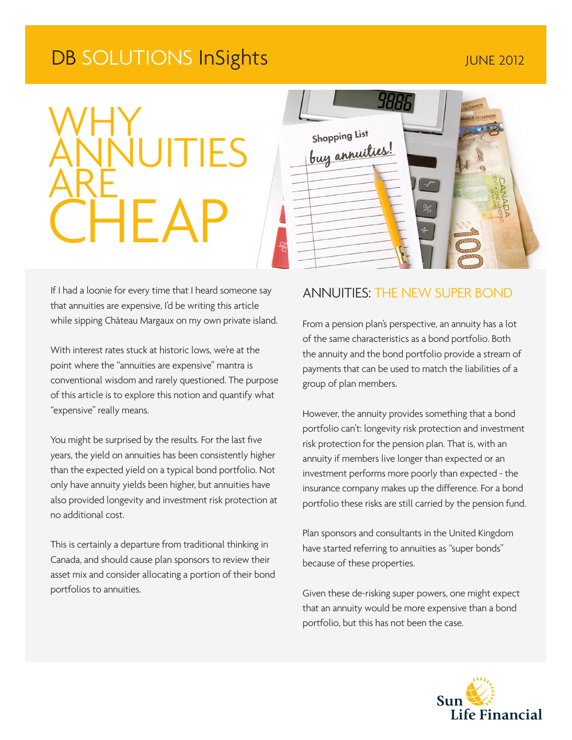DB SOLUTIONS InSights — JUNE 2012

# WHY ANNUITIES ARE CHEAP

If I had a loonie for every time that I heard someone say that annuities are expensive, I'd be writing this article while sipping Château Margaux on my own private island.

With interest rates stuck at historic lows, we're at the point where the "annuities are expensive" mantra is conventional wisdom and rarely questioned. The purpose of this article is to explore this notion and quantify what "expensive" really means.

You might be surprised by the results. For the last five years, the yield on annuities has been consistently higher than the expected yield on a typical bond portfolio. Not only have annuity yields been higher, but annuities have also provided longevity and investment risk protection at no additional cost.

This is certainly a departure from traditional thinking in Canada, and should cause plan sponsors to review their asset mix and consider allocating a portion of their bond portfolios to annuities.

## ANNUITIES: THE NEW SUPER BOND

From a pension plan's perspective, an annuity has a lot of the same characteristics as a bond portfolio. Both the annuity and the bond portfolio provide a stream of payments that can be used to match the liabilities of a group of plan members.

However, the annuity provides something that a bond portfolio can't: longevity risk protection and investment risk protection for the pension plan. That is, with an annuity if members live longer than expected or an investment performs more poorly than expected - the insurance company makes up the difference. For a bond portfolio these risks are still carried by the pension fund.

Plan sponsors and consultants in the United Kingdom have started referring to annuities as "super bonds" because of these properties.

Given these de-risking super powers, one might expect that an annuity would be more expensive than a bond portfolio, but this has not been the case.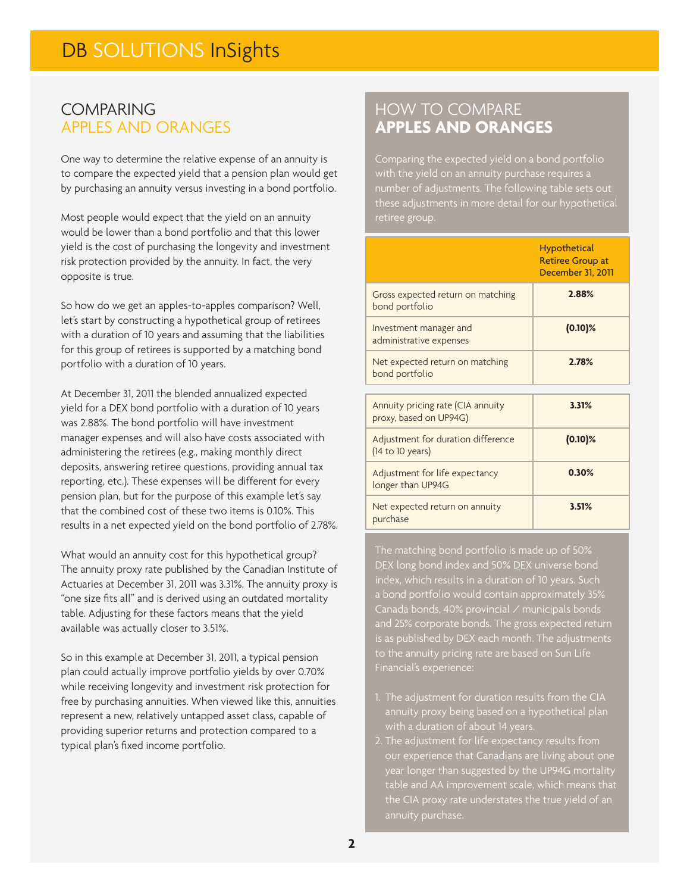## COMPARING APPLES AND ORANGES

One way to determine the relative expense of an annuity is to compare the expected yield that a pension plan would get by purchasing an annuity versus investing in a bond portfolio.

Most people would expect that the yield on an annuity would be lower than a bond portfolio and that this lower yield is the cost of purchasing the longevity and investment risk protection provided by the annuity. In fact, the very opposite is true.

So how do we get an apples-to-apples comparison? Well, let's start by constructing a hypothetical group of retirees with a duration of 10 years and assuming that the liabilities for this group of retirees is supported by a matching bond portfolio with a duration of 10 years.

At December 31, 2011 the blended annualized expected yield for a DEX bond portfolio with a duration of 10 years was 2.88%. The bond portfolio will have investment manager expenses and will also have costs associated with administering the retirees (e.g., making monthly direct deposits, answering retiree questions, providing annual tax reporting, etc.). These expenses will be different for every pension plan, but for the purpose of this example let's say that the combined cost of these two items is 0.10%. This results in a net expected yield on the bond portfolio of 2.78%.

What would an annuity cost for this hypothetical group? The annuity proxy rate published by the Canadian Institute of Actuaries at December 31, 2011 was 3.31%. The annuity proxy is "one size fits all" and is derived using an outdated mortality table. Adjusting for these factors means that the yield available was actually closer to 3.51%.

So in this example at December 31, 2011, a typical pension plan could actually improve portfolio yields by over 0.70% while receiving longevity and investment risk protection for free by purchasing annuities. When viewed like this, annuities represent a new, relatively untapped asset class, capable of providing superior returns and protection compared to a typical plan's fixed income portfolio.

## HOW TO COMPARE **APPLES AND ORANGES**

Comparing the expected yield on a bond portfolio with the yield on an annuity purchase requires a number of adjustments. The following table sets out these adjustments in more detail for our hypothetical retiree group.

| | Hypothetical Retiree Group at December 31, 2011 |
|---|---|
| Gross expected return on matching bond portfolio | **2.88%** |
| Investment manager and administrative expenses | **(0.10)%** |
| Net expected return on matching bond portfolio | **2.78%** |
| Annuity pricing rate (CIA annuity proxy, based on UP94G) | **3.31%** |
| Adjustment for duration difference (14 to 10 years) | **(0.10)%** |
| Adjustment for life expectancy longer than UP94G | **0.30%** |
| Net expected return on annuity purchase | **3.51%** |

The matching bond portfolio is made up of 50% DEX long bond index and 50% DEX universe bond index, which results in a duration of 10 years. Such a bond portfolio would contain approximately 35% Canada bonds, 40% provincial / municipals bonds and 25% corporate bonds. The gross expected return is as published by DEX each month. The adjustments to the annuity pricing rate are based on Sun Life Financial's experience:

1. The adjustment for duration results from the CIA annuity proxy being based on a hypothetical plan with a duration of about 14 years.
2. The adjustment for life expectancy results from our experience that Canadians are living about one year longer than suggested by the UP94G mortality table and AA improvement scale, which means that the CIA proxy rate understates the true yield of an annuity purchase.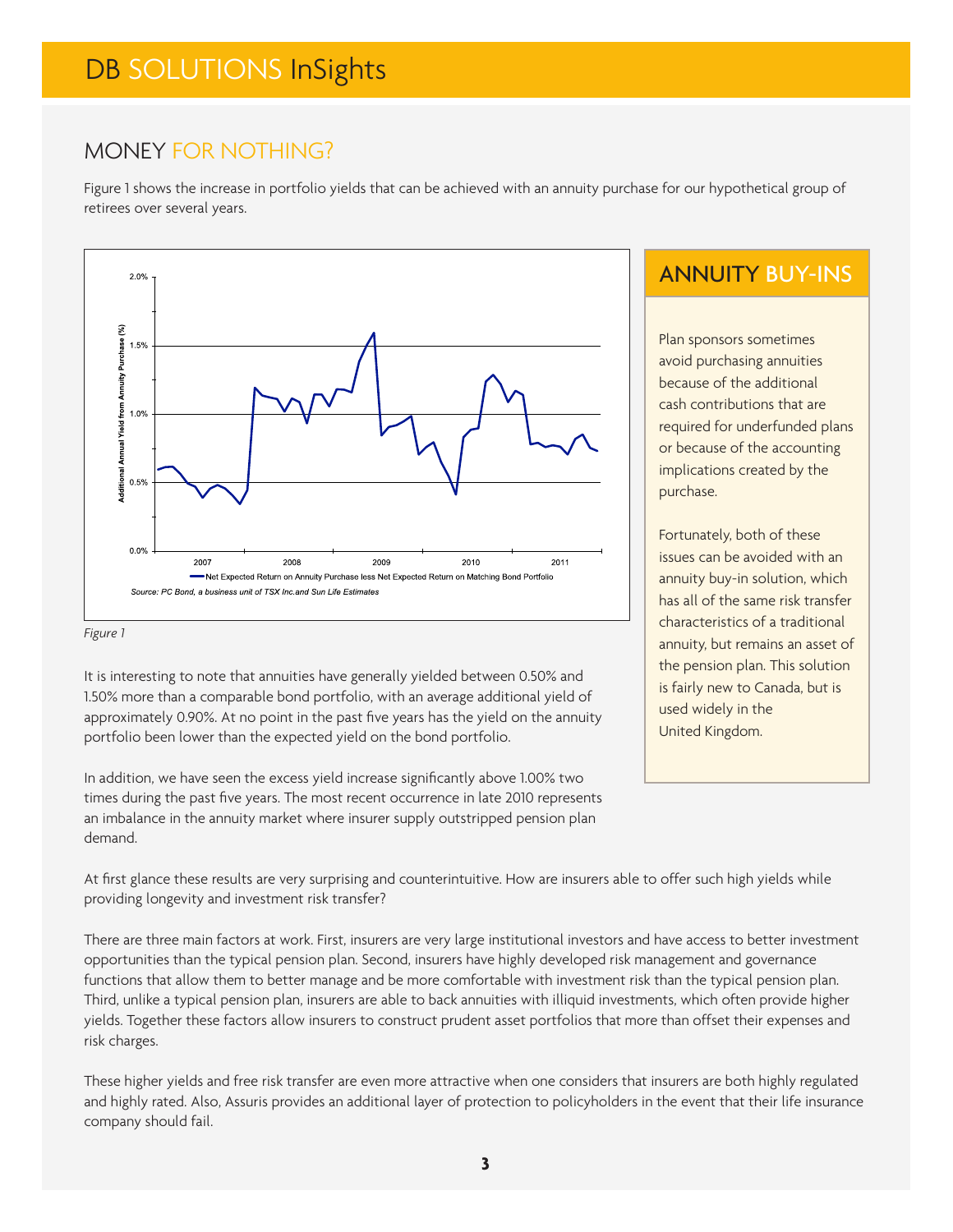## MONEY FOR NOTHING?

Figure 1 shows the increase in portfolio yields that can be achieved with an annuity purchase for our hypothetical group of retirees over several years.

*Figure 1*

It is interesting to note that annuities have generally yielded between 0.50% and 1.50% more than a comparable bond portfolio, with an average additional yield of approximately 0.90%. At no point in the past five years has the yield on the annuity portfolio been lower than the expected yield on the bond portfolio.

In addition, we have seen the excess yield increase significantly above 1.00% two times during the past five years. The most recent occurrence in late 2010 represents an imbalance in the annuity market where insurer supply outstripped pension plan demand.

At first glance these results are very surprising and counterintuitive. How are insurers able to offer such high yields while providing longevity and investment risk transfer?

There are three main factors at work. First, insurers are very large institutional investors and have access to better investment opportunities than the typical pension plan. Second, insurers have highly developed risk management and governance functions that allow them to better manage and be more comfortable with investment risk than the typical pension plan. Third, unlike a typical pension plan, insurers are able to back annuities with illiquid investments, which often provide higher yields. Together these factors allow insurers to construct prudent asset portfolios that more than offset their expenses and risk charges.

These higher yields and free risk transfer are even more attractive when one considers that insurers are both highly regulated and highly rated. Also, Assuris provides an additional layer of protection to policyholders in the event that their life insurance company should fail.

### ANNUITY BUY-INS

Plan sponsors sometimes avoid purchasing annuities because of the additional cash contributions that are required for underfunded plans or because of the accounting implications created by the purchase.

Fortunately, both of these issues can be avoided with an annuity buy-in solution, which has all of the same risk transfer characteristics of a traditional annuity, but remains an asset of the pension plan. This solution is fairly new to Canada, but is used widely in the United Kingdom.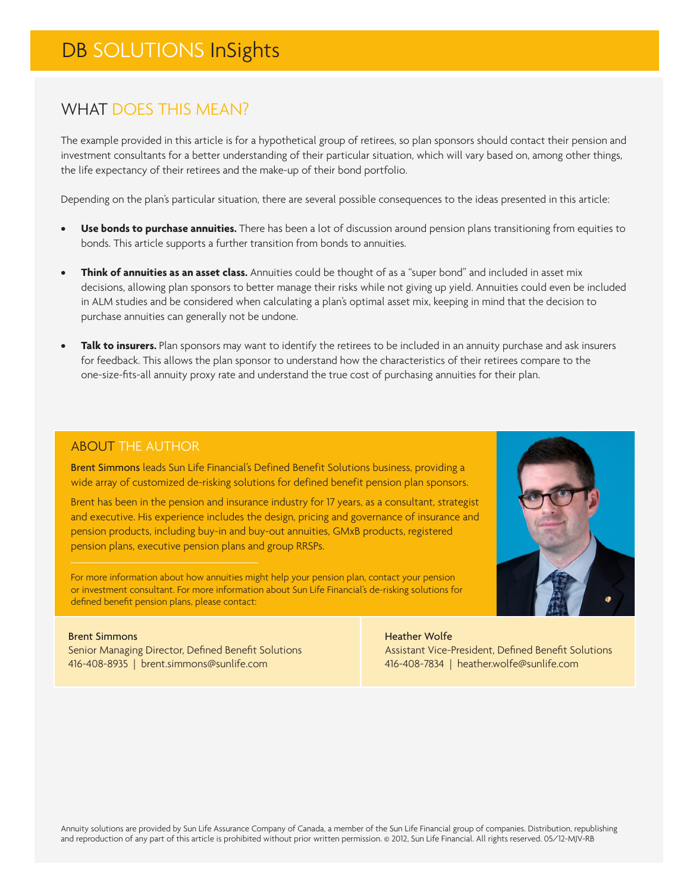## WHAT DOES THIS MEAN?

The example provided in this article is for a hypothetical group of retirees, so plan sponsors should contact their pension and investment consultants for a better understanding of their particular situation, which will vary based on, among other things, the life expectancy of their retirees and the make-up of their bond portfolio.

Depending on the plan's particular situation, there are several possible consequences to the ideas presented in this article:

- **Use bonds to purchase annuities.** There has been a lot of discussion around pension plans transitioning from equities to bonds. This article supports a further transition from bonds to annuities.
- **Think of annuities as an asset class.** Annuities could be thought of as a "super bond" and included in asset mix decisions, allowing plan sponsors to better manage their risks while not giving up yield. Annuities could even be included in ALM studies and be considered when calculating a plan's optimal asset mix, keeping in mind that the decision to purchase annuities can generally not be undone.
- **Talk to insurers.** Plan sponsors may want to identify the retirees to be included in an annuity purchase and ask insurers for feedback. This allows the plan sponsor to understand how the characteristics of their retirees compare to the one-size-fits-all annuity proxy rate and understand the true cost of purchasing annuities for their plan.

### ABOUT THE AUTHOR

Brent Simmons leads Sun Life Financial's Defined Benefit Solutions business, providing a wide array of customized de-risking solutions for defined benefit pension plan sponsors.

Brent has been in the pension and insurance industry for 17 years, as a consultant, strategist and executive. His experience includes the design, pricing and governance of insurance and pension products, including buy-in and buy-out annuities, GMxB products, registered pension plans, executive pension plans and group RRSPs.

For more information about how annuities might help your pension plan, contact your pension or investment consultant. For more information about Sun Life Financial's de-risking solutions for defined benefit pension plans, please contact:

Brent Simmons
Senior Managing Director, Defined Benefit Solutions
416-408-8935 | brent.simmons@sunlife.com

Heather Wolfe
Assistant Vice-President, Defined Benefit Solutions
416-408-7834 | heather.wolfe@sunlife.com

Annuity solutions are provided by Sun Life Assurance Company of Canada, a member of the Sun Life Financial group of companies. Distribution, republishing and reproduction of any part of this article is prohibited without prior written permission. © 2012, Sun Life Financial. All rights reserved. 05/12-MJV-RB